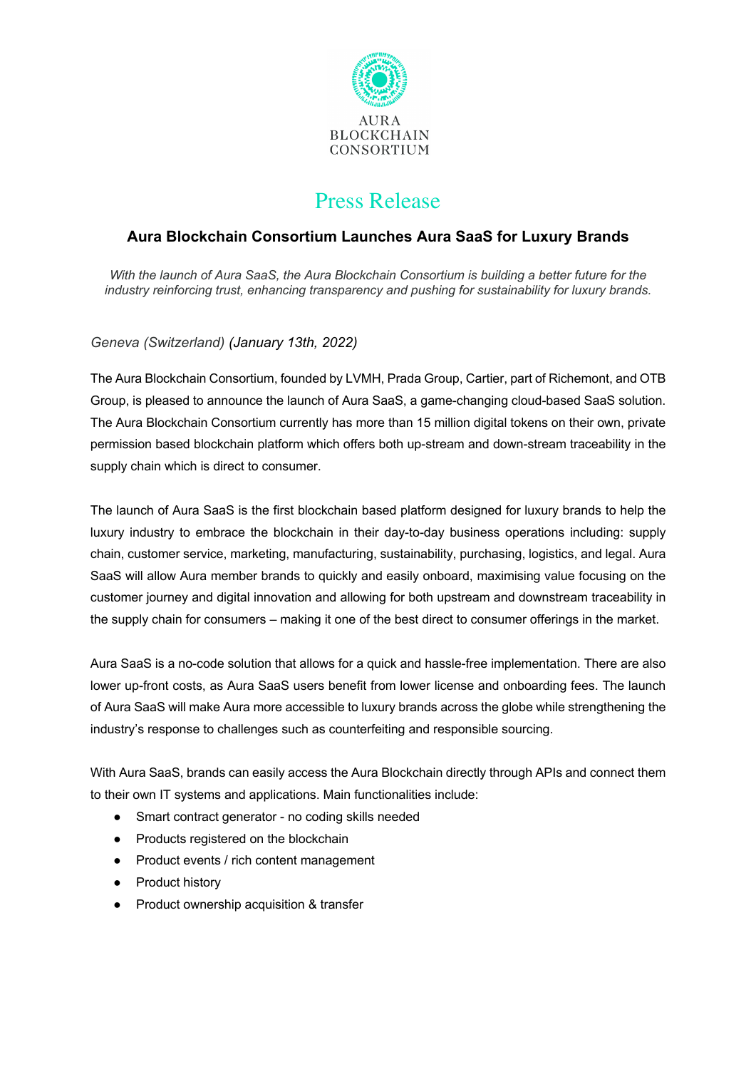AURA
BLOCKCHAIN
CONSORTIUM

# Press Release

## Aura Blockchain Consortium Launches Aura SaaS for Luxury Brands

*With the launch of Aura SaaS, the Aura Blockchain Consortium is building a better future for the industry reinforcing trust, enhancing transparency and pushing for sustainability for luxury brands.*

*Geneva (Switzerland) (January 13th, 2022)*

The Aura Blockchain Consortium, founded by LVMH, Prada Group, Cartier, part of Richemont, and OTB Group, is pleased to announce the launch of Aura SaaS, a game-changing cloud-based SaaS solution. The Aura Blockchain Consortium currently has more than 15 million digital tokens on their own, private permission based blockchain platform which offers both up-stream and down-stream traceability in the supply chain which is direct to consumer.

The launch of Aura SaaS is the first blockchain based platform designed for luxury brands to help the luxury industry to embrace the blockchain in their day-to-day business operations including: supply chain, customer service, marketing, manufacturing, sustainability, purchasing, logistics, and legal. Aura SaaS will allow Aura member brands to quickly and easily onboard, maximising value focusing on the customer journey and digital innovation and allowing for both upstream and downstream traceability in the supply chain for consumers – making it one of the best direct to consumer offerings in the market.

Aura SaaS is a no-code solution that allows for a quick and hassle-free implementation. There are also lower up-front costs, as Aura SaaS users benefit from lower license and onboarding fees. The launch of Aura SaaS will make Aura more accessible to luxury brands across the globe while strengthening the industry's response to challenges such as counterfeiting and responsible sourcing.

With Aura SaaS, brands can easily access the Aura Blockchain directly through APIs and connect them to their own IT systems and applications. Main functionalities include:

- Smart contract generator - no coding skills needed
- Products registered on the blockchain
- Product events / rich content management
- Product history
- Product ownership acquisition & transfer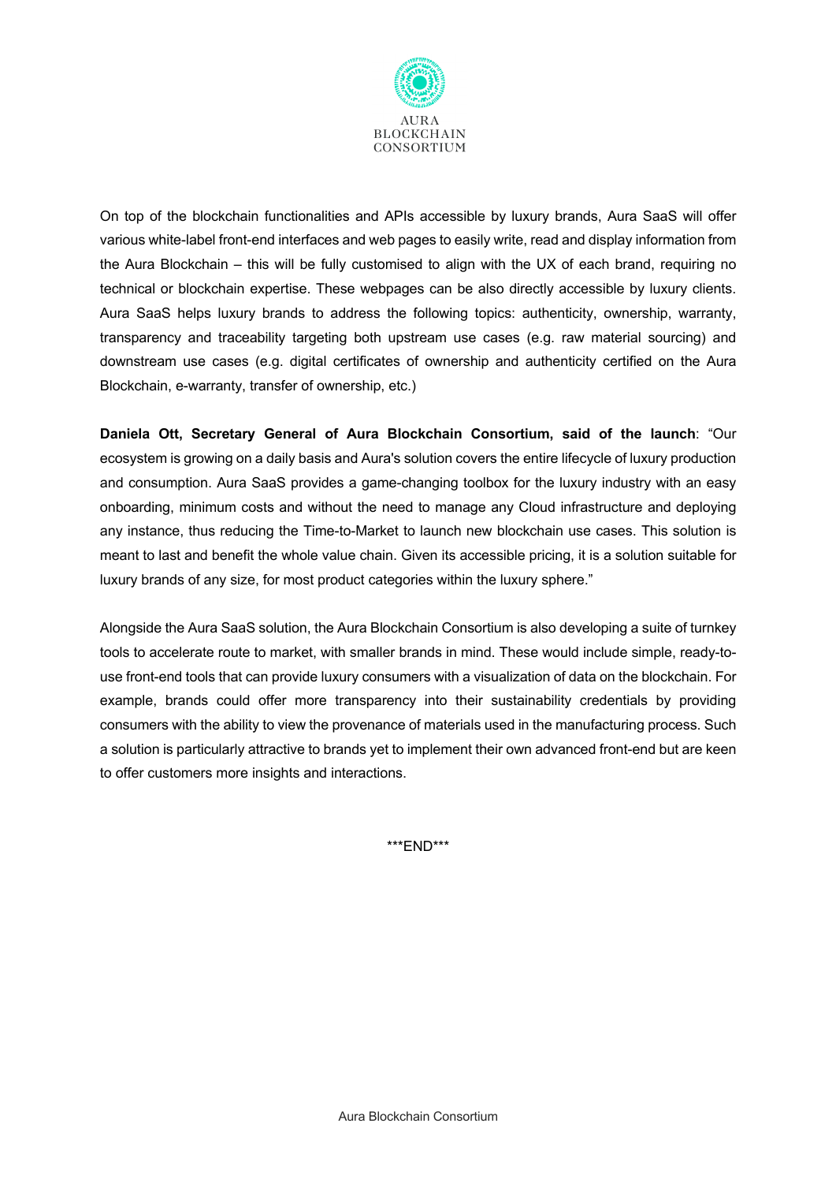On top of the blockchain functionalities and APIs accessible by luxury brands, Aura SaaS will offer various white-label front-end interfaces and web pages to easily write, read and display information from the Aura Blockchain – this will be fully customised to align with the UX of each brand, requiring no technical or blockchain expertise. These webpages can be also directly accessible by luxury clients. Aura SaaS helps luxury brands to address the following topics: authenticity, ownership, warranty, transparency and traceability targeting both upstream use cases (e.g. raw material sourcing) and downstream use cases (e.g. digital certificates of ownership and authenticity certified on the Aura Blockchain, e-warranty, transfer of ownership, etc.)

**Daniela Ott, Secretary General of Aura Blockchain Consortium, said of the launch**: "Our ecosystem is growing on a daily basis and Aura's solution covers the entire lifecycle of luxury production and consumption. Aura SaaS provides a game-changing toolbox for the luxury industry with an easy onboarding, minimum costs and without the need to manage any Cloud infrastructure and deploying any instance, thus reducing the Time-to-Market to launch new blockchain use cases. This solution is meant to last and benefit the whole value chain. Given its accessible pricing, it is a solution suitable for luxury brands of any size, for most product categories within the luxury sphere."

Alongside the Aura SaaS solution, the Aura Blockchain Consortium is also developing a suite of turnkey tools to accelerate route to market, with smaller brands in mind. These would include simple, ready-to-use front-end tools that can provide luxury consumers with a visualization of data on the blockchain. For example, brands could offer more transparency into their sustainability credentials by providing consumers with the ability to view the provenance of materials used in the manufacturing process. Such a solution is particularly attractive to brands yet to implement their own advanced front-end but are keen to offer customers more insights and interactions.

***END***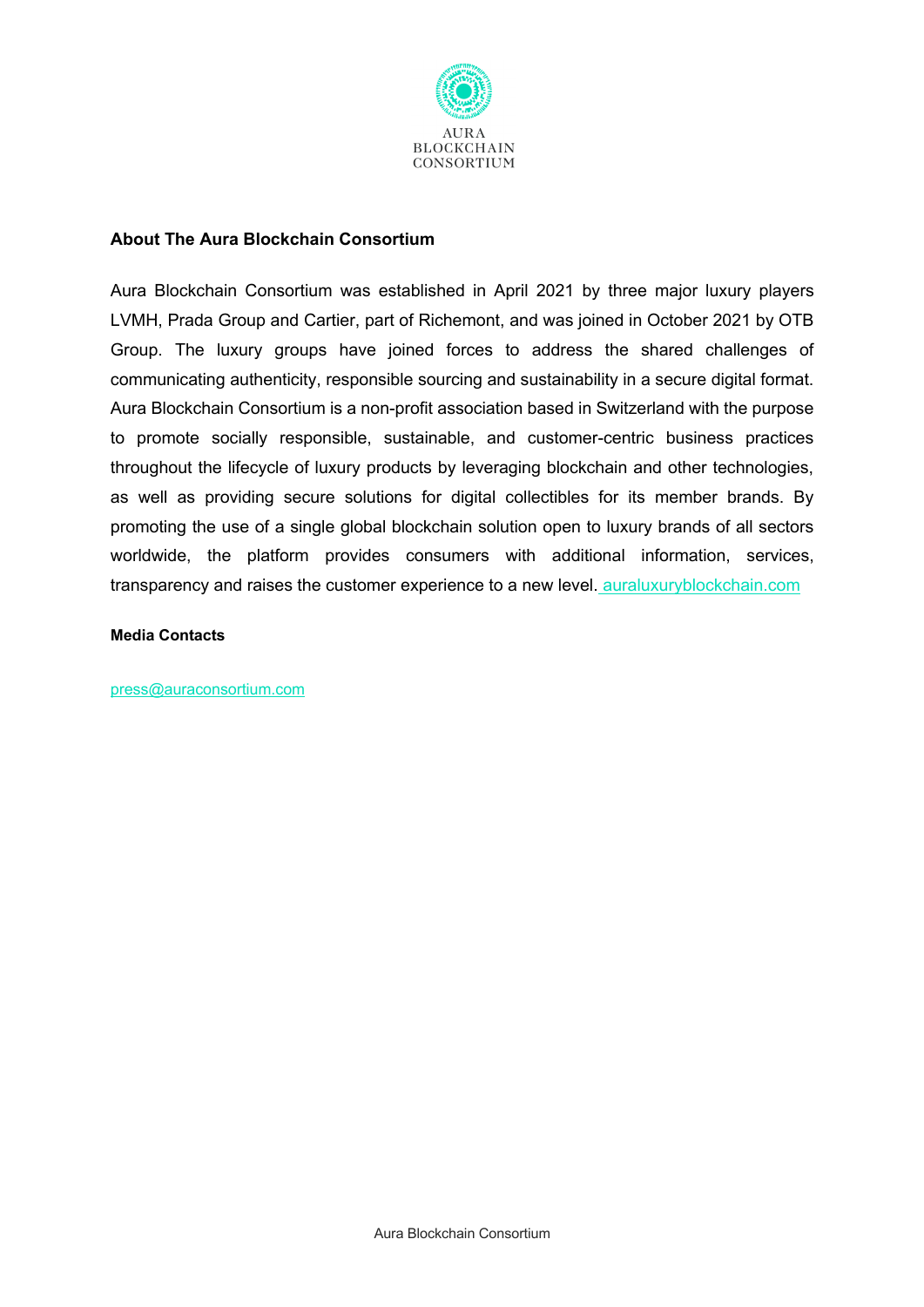AURA
BLOCKCHAIN
CONSORTIUM

## About The Aura Blockchain Consortium

Aura Blockchain Consortium was established in April 2021 by three major luxury players LVMH, Prada Group and Cartier, part of Richemont, and was joined in October 2021 by OTB Group. The luxury groups have joined forces to address the shared challenges of communicating authenticity, responsible sourcing and sustainability in a secure digital format. Aura Blockchain Consortium is a non-profit association based in Switzerland with the purpose to promote socially responsible, sustainable, and customer-centric business practices throughout the lifecycle of luxury products by leveraging blockchain and other technologies, as well as providing secure solutions for digital collectibles for its member brands. By promoting the use of a single global blockchain solution open to luxury brands of all sectors worldwide, the platform provides consumers with additional information, services, transparency and raises the customer experience to a new level. auraluxuryblockchain.com

**Media Contacts**

press@auraconsortium.com